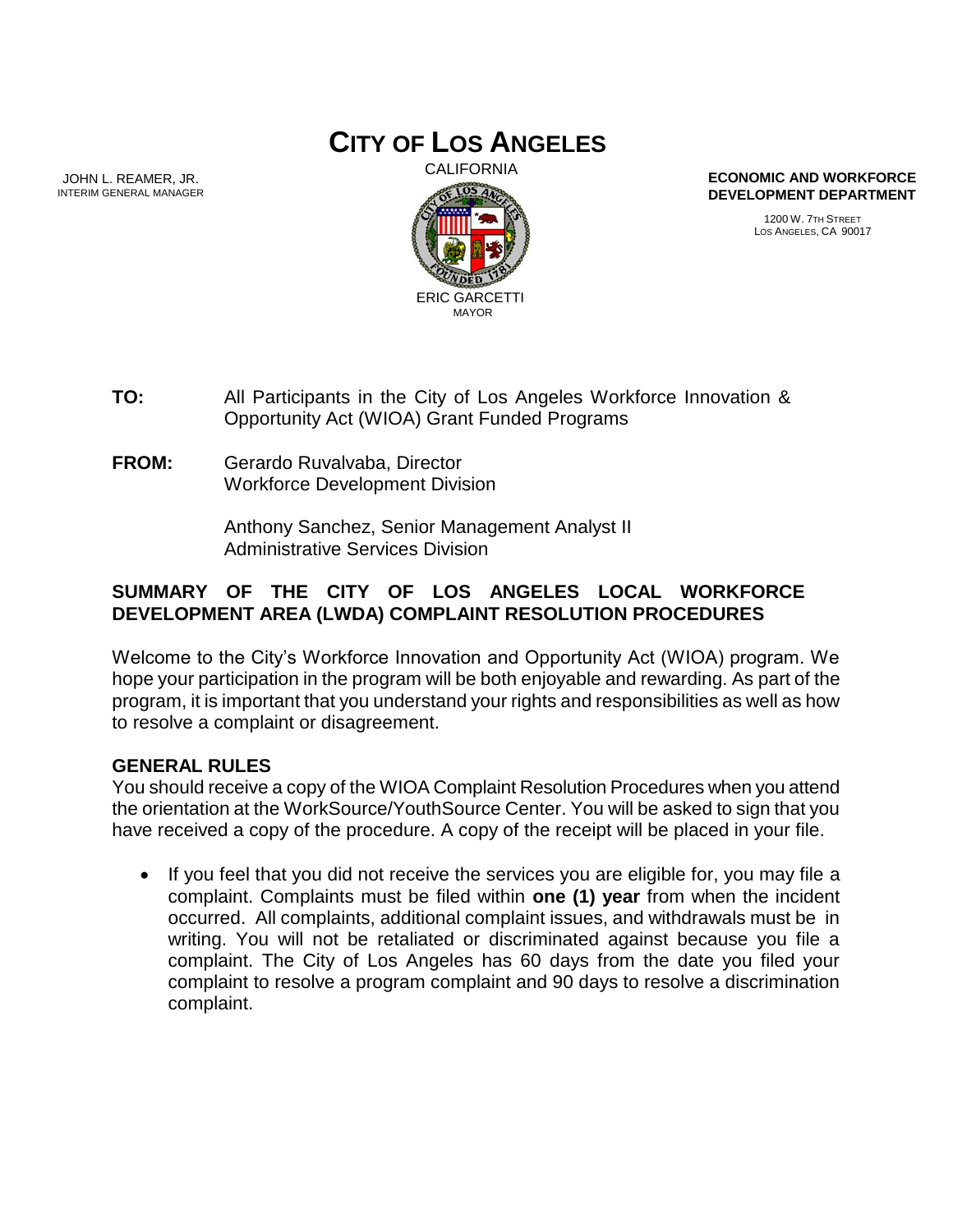# CITY OF LOS ANGELES

CALIFORNIA

JOHN L. REAMER, JR.
INTERIM GENERAL MANAGER

ERIC GARCETTI
MAYOR

**ECONOMIC AND WORKFORCE DEVELOPMENT DEPARTMENT**

1200 W. 7TH STREET
LOS ANGELES, CA 90017

**TO:** All Participants in the City of Los Angeles Workforce Innovation & Opportunity Act (WIOA) Grant Funded Programs

**FROM:** Gerardo Ruvalvaba, Director
Workforce Development Division

Anthony Sanchez, Senior Management Analyst II
Administrative Services Division

## SUMMARY OF THE CITY OF LOS ANGELES LOCAL WORKFORCE DEVELOPMENT AREA (LWDA) COMPLAINT RESOLUTION PROCEDURES

Welcome to the City's Workforce Innovation and Opportunity Act (WIOA) program. We hope your participation in the program will be both enjoyable and rewarding. As part of the program, it is important that you understand your rights and responsibilities as well as how to resolve a complaint or disagreement.

### GENERAL RULES

You should receive a copy of the WIOA Complaint Resolution Procedures when you attend the orientation at the WorkSource/YouthSource Center. You will be asked to sign that you have received a copy of the procedure. A copy of the receipt will be placed in your file.

- If you feel that you did not receive the services you are eligible for, you may file a complaint. Complaints must be filed within **one (1) year** from when the incident occurred. All complaints, additional complaint issues, and withdrawals must be in writing. You will not be retaliated or discriminated against because you file a complaint. The City of Los Angeles has 60 days from the date you filed your complaint to resolve a program complaint and 90 days to resolve a discrimination complaint.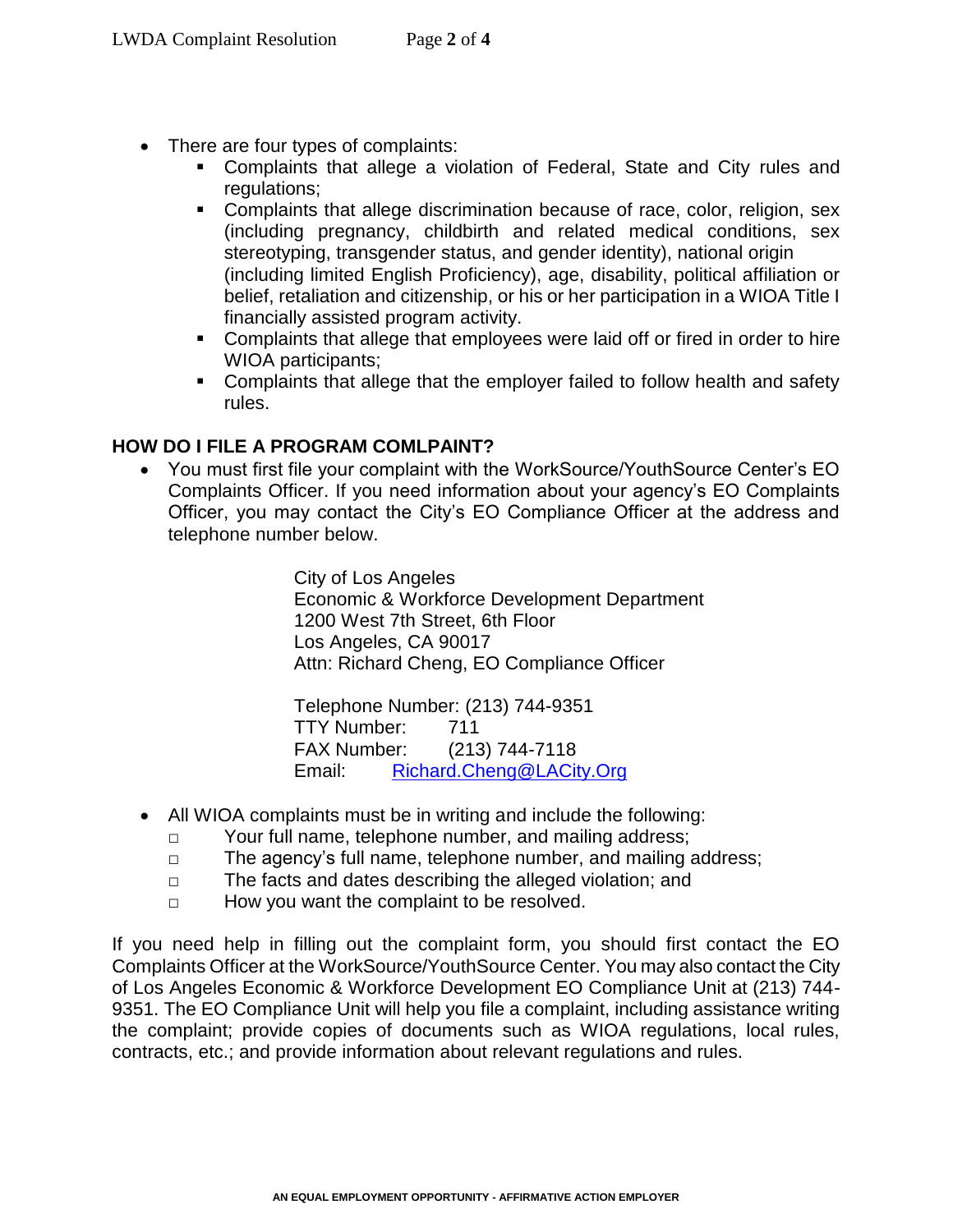- There are four types of complaints:
  - Complaints that allege a violation of Federal, State and City rules and regulations;
  - Complaints that allege discrimination because of race, color, religion, sex (including pregnancy, childbirth and related medical conditions, sex stereotyping, transgender status, and gender identity), national origin (including limited English Proficiency), age, disability, political affiliation or belief, retaliation and citizenship, or his or her participation in a WIOA Title I financially assisted program activity.
  - Complaints that allege that employees were laid off or fired in order to hire WIOA participants;
  - Complaints that allege that the employer failed to follow health and safety rules.

**HOW DO I FILE A PROGRAM COMLPAINT?**

- You must first file your complaint with the WorkSource/YouthSource Center's EO Complaints Officer. If you need information about your agency's EO Complaints Officer, you may contact the City's EO Compliance Officer at the address and telephone number below.

  City of Los Angeles
  Economic & Workforce Development Department
  1200 West 7th Street, 6th Floor
  Los Angeles, CA 90017
  Attn: Richard Cheng, EO Compliance Officer

  Telephone Number: (213) 744-9351
  TTY Number: 711
  FAX Number: (213) 744-7118
  Email: Richard.Cheng@LACity.Org

- All WIOA complaints must be in writing and include the following:
  - Your full name, telephone number, and mailing address;
  - The agency's full name, telephone number, and mailing address;
  - The facts and dates describing the alleged violation; and
  - How you want the complaint to be resolved.

If you need help in filling out the complaint form, you should first contact the EO Complaints Officer at the WorkSource/YouthSource Center. You may also contact the City of Los Angeles Economic & Workforce Development EO Compliance Unit at (213) 744-9351. The EO Compliance Unit will help you file a complaint, including assistance writing the complaint; provide copies of documents such as WIOA regulations, local rules, contracts, etc.; and provide information about relevant regulations and rules.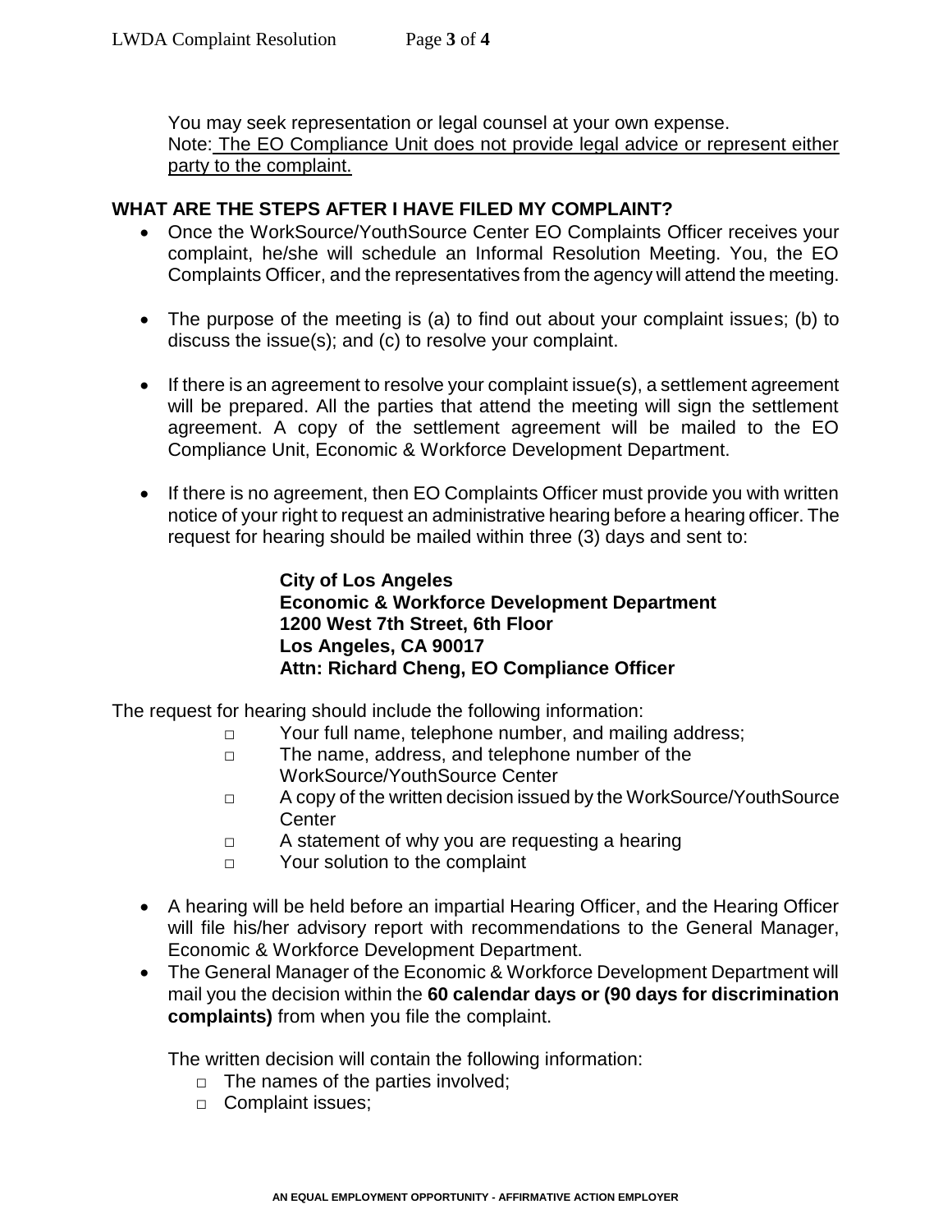You may seek representation or legal counsel at your own expense.
Note: The EO Compliance Unit does not provide legal advice or represent either party to the complaint.

**WHAT ARE THE STEPS AFTER I HAVE FILED MY COMPLAINT?**

- Once the WorkSource/YouthSource Center EO Complaints Officer receives your complaint, he/she will schedule an Informal Resolution Meeting. You, the EO Complaints Officer, and the representatives from the agency will attend the meeting.

- The purpose of the meeting is (a) to find out about your complaint issues; (b) to discuss the issue(s); and (c) to resolve your complaint.

- If there is an agreement to resolve your complaint issue(s), a settlement agreement will be prepared. All the parties that attend the meeting will sign the settlement agreement. A copy of the settlement agreement will be mailed to the EO Compliance Unit, Economic & Workforce Development Department.

- If there is no agreement, then EO Complaints Officer must provide you with written notice of your right to request an administrative hearing before a hearing officer. The request for hearing should be mailed within three (3) days and sent to:

  **City of Los Angeles**
  **Economic & Workforce Development Department**
  **1200 West 7th Street, 6th Floor**
  **Los Angeles, CA 90017**
  **Attn: Richard Cheng, EO Compliance Officer**

The request for hearing should include the following information:

- □ Your full name, telephone number, and mailing address;
- □ The name, address, and telephone number of the WorkSource/YouthSource Center
- □ A copy of the written decision issued by the WorkSource/YouthSource Center
- □ A statement of why you are requesting a hearing
- □ Your solution to the complaint

- A hearing will be held before an impartial Hearing Officer, and the Hearing Officer will file his/her advisory report with recommendations to the General Manager, Economic & Workforce Development Department.
- The General Manager of the Economic & Workforce Development Department will mail you the decision within the **60 calendar days or (90 days for discrimination complaints)** from when you file the complaint.

  The written decision will contain the following information:

  - □ The names of the parties involved;
  - □ Complaint issues;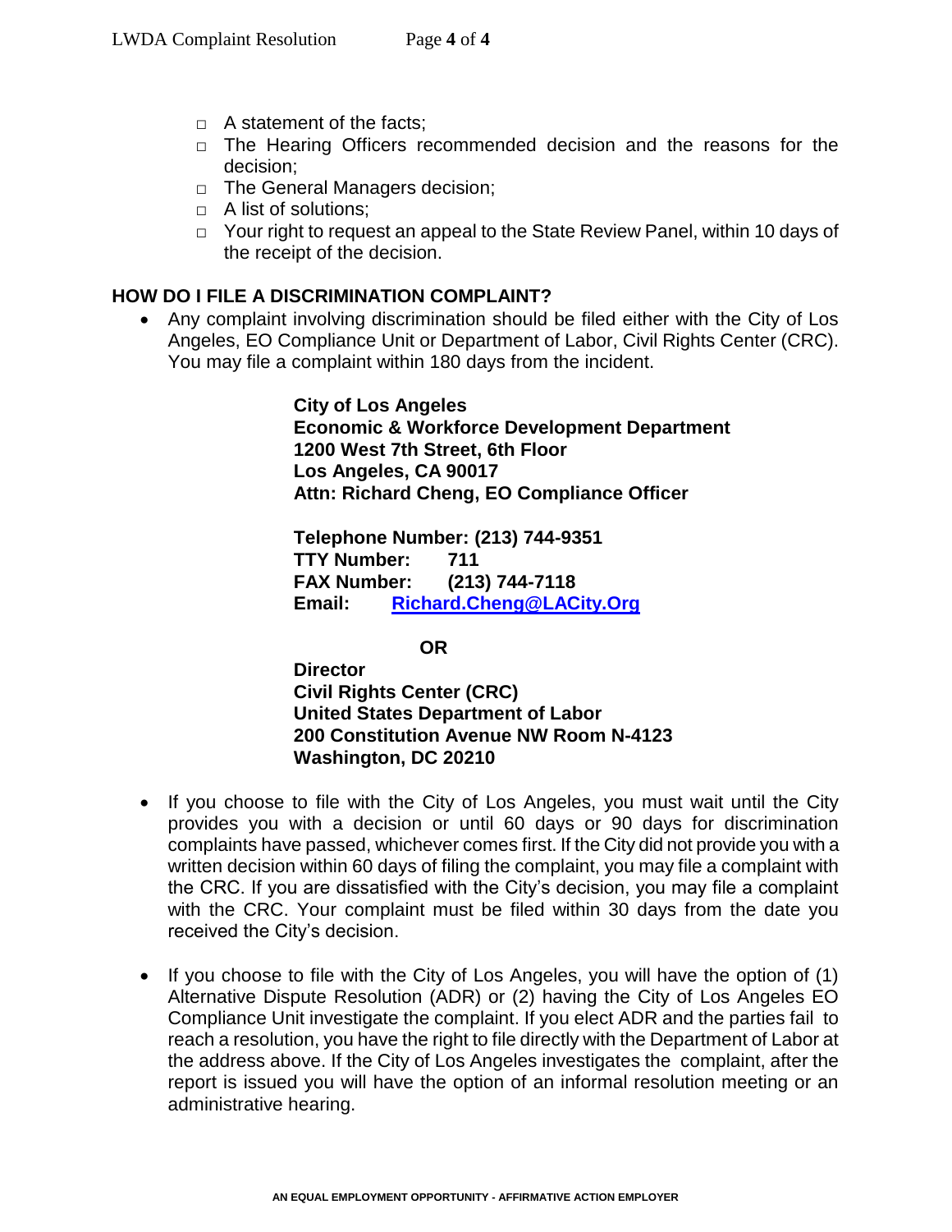- A statement of the facts;
- The Hearing Officers recommended decision and the reasons for the decision;
- The General Managers decision;
- A list of solutions;
- Your right to request an appeal to the State Review Panel, within 10 days of the receipt of the decision.

**HOW DO I FILE A DISCRIMINATION COMPLAINT?**

- Any complaint involving discrimination should be filed either with the City of Los Angeles, EO Compliance Unit or Department of Labor, Civil Rights Center (CRC). You may file a complaint within 180 days from the incident.

  **City of Los Angeles**
  **Economic & Workforce Development Department**
  **1200 West 7th Street, 6th Floor**
  **Los Angeles, CA 90017**
  **Attn: Richard Cheng, EO Compliance Officer**

  **Telephone Number: (213) 744-9351**
  **TTY Number: 711**
  **FAX Number: (213) 744-7118**
  **Email: Richard.Cheng@LACity.Org**

  **OR**

  **Director**
  **Civil Rights Center (CRC)**
  **United States Department of Labor**
  **200 Constitution Avenue NW Room N-4123**
  **Washington, DC 20210**

- If you choose to file with the City of Los Angeles, you must wait until the City provides you with a decision or until 60 days or 90 days for discrimination complaints have passed, whichever comes first. If the City did not provide you with a written decision within 60 days of filing the complaint, you may file a complaint with the CRC. If you are dissatisfied with the City's decision, you may file a complaint with the CRC. Your complaint must be filed within 30 days from the date you received the City's decision.

- If you choose to file with the City of Los Angeles, you will have the option of (1) Alternative Dispute Resolution (ADR) or (2) having the City of Los Angeles EO Compliance Unit investigate the complaint. If you elect ADR and the parties fail to reach a resolution, you have the right to file directly with the Department of Labor at the address above. If the City of Los Angeles investigates the complaint, after the report is issued you will have the option of an informal resolution meeting or an administrative hearing.